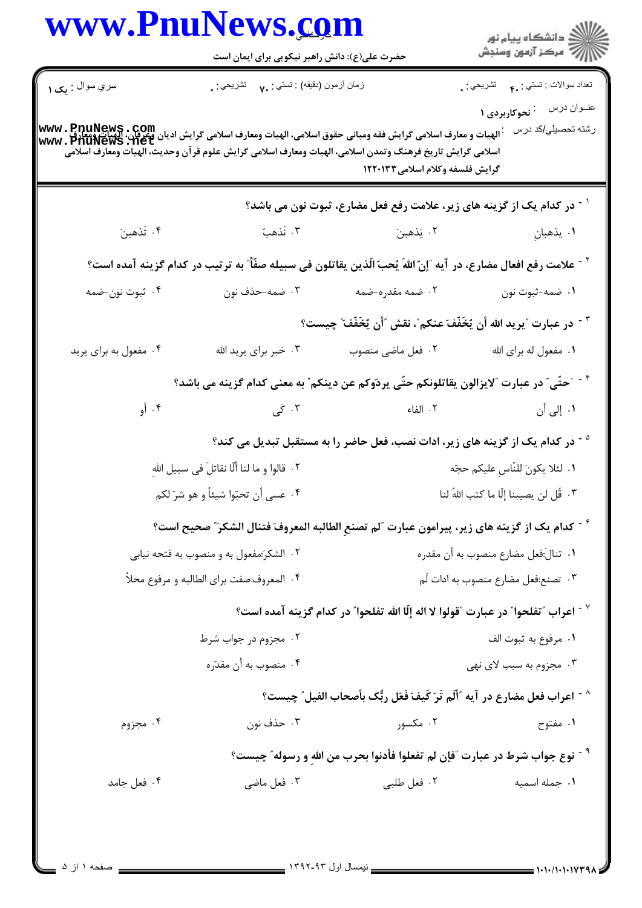حضرت علی(ع): دانش راهبر نیکویی برای ایمان است

سري سوال : یک ۱ | زمان آزمون (دقیقه) : تستی : ۷۰ تشریحی : ۰ | تعداد سوالات : تستی : ۴۰ تشریحی : ۰

عنــوان درس : نحوکاربردی ۱

رشته تحصيلي/کد درس : الهیات و معارف اسلامی گرایش فقه ومبانی حقوق اسلامی، الهیات ومعارف اسلامی گرایش ادیان وعرفان، الهیات ومعارف اسلامی گرایش تاریخ فرهنگ وتمدن اسلامی، الهیات ومعارف اسلامی گرایش علوم قرآن وحدیث، الهیات ومعارف اسلامی گرایش فلسفه وکلام اسلامی۱۲۲۰۱۳۳

۱- در کدام یک از گزینه های زیر، علامت رفع فعل مضارع، ثبوت نون می باشد؟

۱. یذهبانِ
۲. یَذهبنَ
۳. نَذهبُ
۴. تَذهبنَ

۲- علامت رفع افعال مضارع، در آیه "إنّ اللهَ یُحبّ الّذین یقاتلون فی سبیله صفّاً" به ترتیب در کدام گزینه آمده است؟

۱. ضمه-ثبوت نون
۲. ضمه مقدره-ضمه
۳. ضمه-حذف نون
۴. ثبوت نون-ضمه

۳- در عبارت "یرید الله أن یُخَفّفَ عنکم"، نقش "أن یُخَفّفَ" چیست؟

۱. مفعول له برای الله
۲. فعل ماضی منصوب
۳. خبر برای یرید الله
۴. مفعول به برای یرید

۴- "حتّی" در عبارت "لایزالون یقاتلونکم حتّی یردّوکم عن دینکم" به معنی کدام گزینه می باشد؟

۱. إلی أن
۲. الفاء
۳. کَی
۴. أو

۵- در کدام یک از گزینه های زیر، ادات نصب، فعل حاضر را به مستقبل تبدیل می کند؟

۱. لئلا یکونَ للنّاسِ علیکم حجّه
۲. قالوا و ما لنا ألّا نقاتلَ فی سبیل الله
۳. قُل لن یصیبنا إلّا ما کتب اللهُ لنا
۴. عسی أن تحبّوا شیئاً و هو شرّ لکم

۶- کدام یک از گزینه های زیر، پیرامون عبارت "لم تصنعِ الطالبه المعروفَ فتنال الشکرَ" صحیح است؟

۱. تنالَ:فعل مضارع منصوب به أن مقدره
۲. الشکرَ:مفعول به و منصوب به فتحه نیابی
۳. تصنع:فعل مضارع منصوب به ادات لَم
۴. المعروف:صفت برای الطالبه و مرفوع محلاً

۷- اعراب "تفلحوا" در عبارت "قولوا لا اله إلّا الله تفلحوا" در کدام گزینه آمده است؟

۱. مرفوع به ثبوت الف
۲. مجزوم در جواب شرط
۳. مجزوم به سبب لای نهی
۴. منصوب به أن مقدّره

۸- اعراب فعل مضارع در آیه "أَلَم تَرَ کَیفَ فَعَل ربُّک بأصحاب الفیل" چیست؟

۱. مفتوح
۲. مکسور
۳. حذف نون
۴. مجزوم

۹- نوع جواب شرط در عبارت "فإن لم تفعلوا فأذنوا بحرب من اللهِ و رسوله" چیست؟

۱. جمله اسمیه
۲. فعل طلبی
۳. فعل ماضی
۴. فعل جامد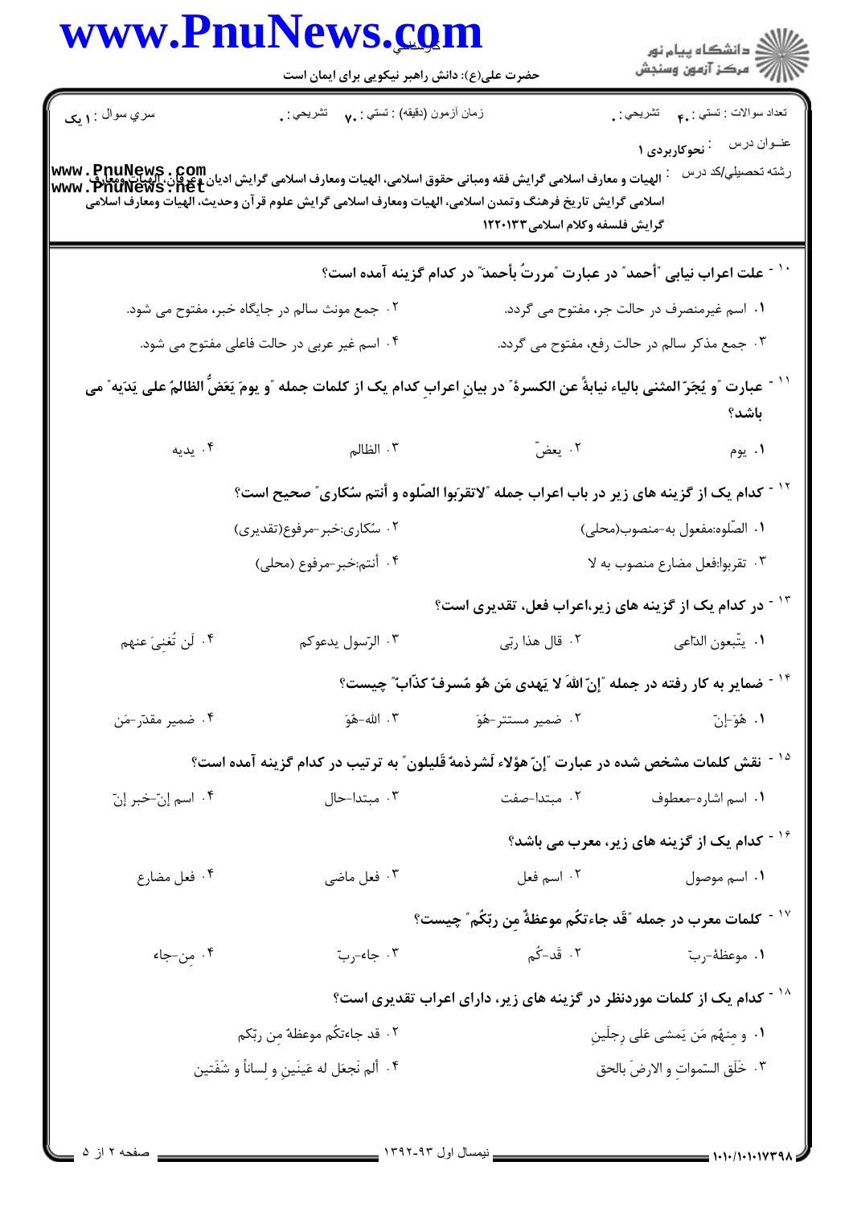تعداد سوالات : تستي : ۴۰ تشريحي : ۰ | زمان آزمون (دقيقه) : تستي : ۷۰ تشريحي : ۰ | سري سوال : ۱ يک

عنوان درس : نحوکاربردی ۱

رشته تحصيلي/کد درس : الهیات و معارف اسلامی گرایش فقه ومبانی حقوق اسلامی، الهیات ومعارف اسلامی گرایش ادیان وعرفان، الهیات ومعارف اسلامی گرایش تاریخ فرهنگ وتمدن اسلامی، الهیات ومعارف اسلامی گرایش علوم قرآن وحدیث، الهیات ومعارف اسلامی گرایش فلسفه وکلام اسلامی۱۲۲۰۱۳۳

۱۰ - علت اعراب نیابی "أحمدَ" در عبارت "مررتُ بأحمدَ" در کدام گزینه آمده است؟

۱. اسم غیرمنصرف در حالت جر، مفتوح می گردد.

۲. جمع مونث سالم در جایگاه خبر، مفتوح می شود.

۳. جمع مذکر سالم در حالت رفع، مفتوح می گردد.

۴. اسم غیر عربی در حالت فاعلی مفتوح می شود.

۱۱ - عبارت "و یُجَرّ المثنی بالیاء نیابةً عن الکسرة" در بیانِ اعرابِ کدام یک از کلمات جمله "و یومَ یَعَضُّ الظالمُ علی یَدَیه" می باشد؟

۱. یوم

۲. یعضّ

۳. الظالم

۴. یدیه

۱۲ - کدام یک از گزینه های زیر در باب اعراب جمله "لاتقرَبوا الصّلوه و أنتم سُکاری" صحیح است؟

۱. الصّلوه:مفعول به-منصوب(محلی)

۲. سُکاری:خبر-مرفوع(تقدیری)

۳. تقربوا:فعل مضارع منصوب به لا

۴. أنتم:خبر-مرفوع (محلی)

۱۳ - در کدام یک از گزینه های زیر،اعراب فعل، تقدیری است؟

۱. یتّبعون الدّاعی

۲. قال هذا ربّی

۳. الرّسول یدعوکم

۴. لَن تُغنِیَ عنهم

۱۴ - ضمایر به کار رفته در جمله "إنّ اللهَ لا یَهدی مَن هُوَ مُسرفٌ کذّاب" چیست؟

۱. هُوَ-إنّ

۲. ضمیر مستتر-هُوَ

۳. الله-هُوَ

۴. ضمیر مقدّر-مَن

۱۵ - نقش کلمات مشخص شده در عبارت "إنّ هؤلاءِ لَشرذمةٌ قَلیلون" به ترتیب در کدام گزینه آمده است؟

۱. اسم اشاره-معطوف

۲. مبتدا-صفت

۳. مبتدا-حال

۴. اسم إنّ-خبر إنّ

۱۶ - کدام یک از گزینه های زیر، معرب می باشد؟

۱. اسم موصول

۲. اسم فعل

۳. فعل ماضی

۴. فعل مضارع

۱۷ - کلمات معرب در جمله "قَد جاءتکُم موعظةٌ مِن ربّکُم" چیست؟

۱. موعظة-ربّ

۲. قَد-کُم

۳. جاء-ربّ

۴. مِن-جاء

۱۸ - کدام یک از کلمات موردنظر در گزینه های زیر، دارای اعراب تقدیری است؟

۱. و مِنهُم مَن یَمشی عَلی رِجلَینِ

۲. قد جاءتکُم موعظةٌ مِن ربّکم

۳. خَلَقَ السّموات و الارضَ بالحق

۴. ألم نَجعَل له عَینَینِ و لِساناً و شَفَتین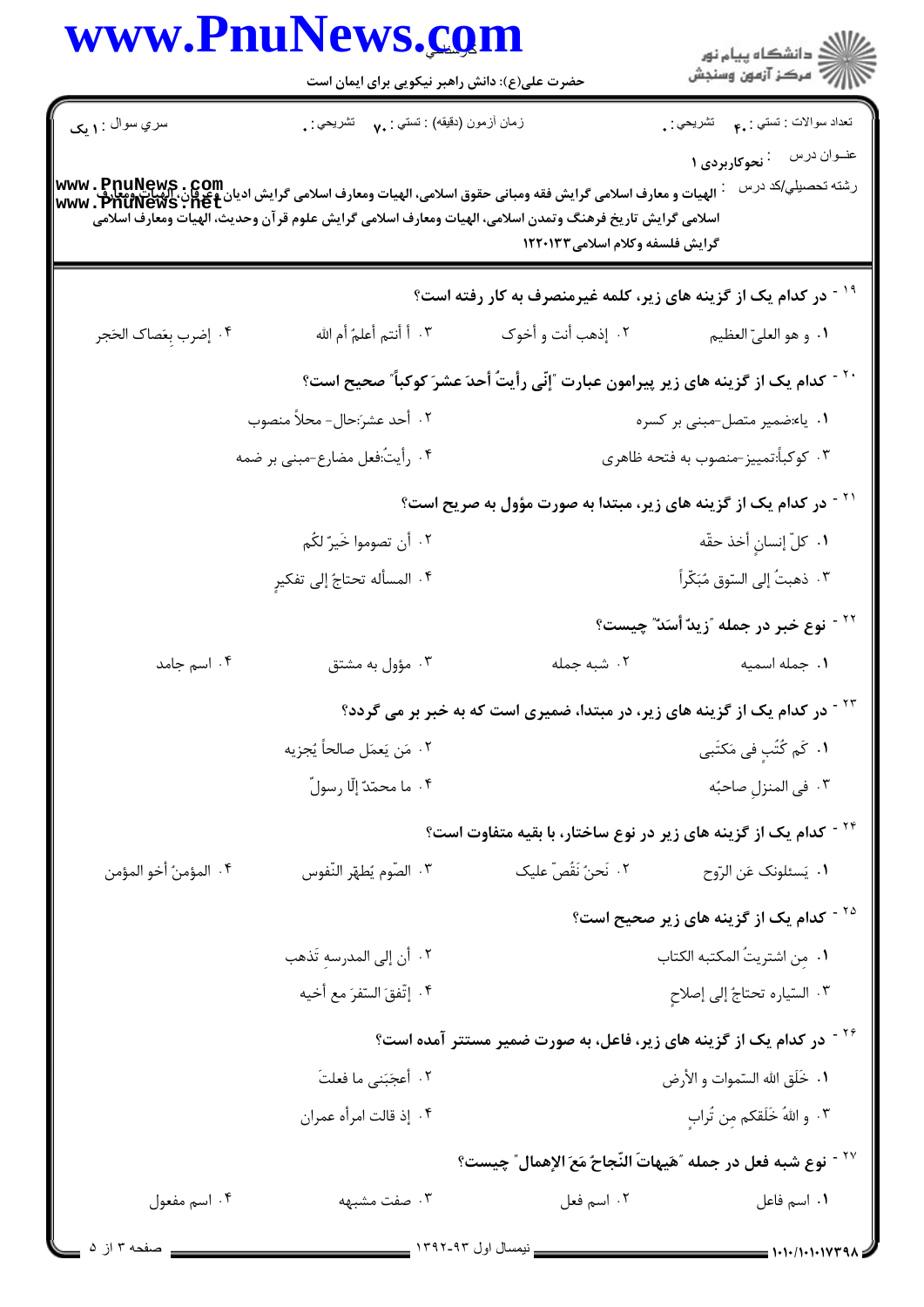تعداد سوالات : تستی : ۴۰ تشریحی : ۰

زمان آزمون (دقیقه) : تستی : ۷۰ تشریحی : ۰

سري سوال : ۱ یک

عنـوان درس : نحوکاربردی ۱

رشته تحصيلي/کد درس : الهیات و معارف اسلامی گرایش فقه ومبانی حقوق اسلامی، الهیات ومعارف اسلامی گرایش ادیان وعرفان، الهیات ومعارف اسلامی گرایش تاریخ فرهنگ وتمدن اسلامی، الهیات ومعارف اسلامی گرایش علوم قرآن وحدیث، الهیات ومعارف اسلامی گرایش فلسفه وکلام اسلامی۱۲۲۰۱۳۳

۱۹ - در کدام یک از گزینه های زیر، کلمه غیرمنصرف به کار رفته است؟

۱. و هو العليّ العظيم

۲. إذهب أنت و أخوك

۳. أ أنتم أعلمُ أم الله

۴. إضرب بِعَصاك الحَجر

۲۰ - کدام یک از گزینه های زیر پیرامون عبارت "إنّي رأيتُ أحدَ عشرَ كوكباً" صحیح است؟

۱. یاء:ضمیر متصل-مبنی بر کسره

۲. أحد عشرَ:حال- محلاً منصوب

۳. كوكباً:تمییز-منصوب به فتحه ظاهری

۴. رأيتُ:فعل مضارع-مبنی بر ضمه

۲۱ - در کدام یک از گزینه های زیر، مبتدا به صورت مؤول به صریح است؟

۱. كلّ إنسانٍ أخذ حقّه

۲. أن تصوموا خَيرٌ لكُم

۳. ذهبتُ إلى السّوق مُبَكّراً

۴. المسأله تحتاجُ إلى تفكيرٍ

۲۲ - نوع خبر در جمله "زيدٌ أسَدٌ" چیست؟

۱. جمله اسمیه

۲. شبه جمله

۳. مؤول به مشتق

۴. اسم جامد

۲۳ - در کدام یک از گزینه های زیر، در مبتدا، ضمیری است که به خبر بر می گردد؟

۱. كَم كُتُبٍ في مَكتَبي

۲. مَن يَعمَل صالحاً يُجزيه

۳. في المنزلِ صاحبُه

۴. ما محمّدٌ إلّا رسولٌ

۲۴ - کدام یک از گزینه های زیر در نوع ساختار، با بقیه متفاوت است؟

۱. يَسئلونك عَن الرّوح

۲. نَحنُ نَقُصّ عليك

۳. الصّوم يُطهر النّفوس

۴. المؤمنُ أخو المؤمن

۲۵ - کدام یک از گزینه های زیر صحیح است؟

۱. مِن اشتريتُ المكتبه الكتاب

۲. أن إلى المدرسهِ تَذهب

۳. السّياره تحتاجُ إلى إصلاحٍ

۴. إتّفقَ السّفرَ مع أخيه

۲۶ - در کدام یک از گزینه های زیر، فاعل، به صورت ضمیر مستتر آمده است؟

۱. خَلَق الله السّموات و الأرض

۲. أعجَبَني ما فعلتَ

۳. و اللهُ خَلَقكم مِن تُرابٍ

۴. إذ قالت امرأه عمران

۲۷ - نوع شبه فعل در جمله "هَيهاتَ النّجاحُ مَعَ الإهمال" چیست؟

۱. اسم فاعل

۲. اسم فعل

۳. صفت مشبهه

۴. اسم مفعول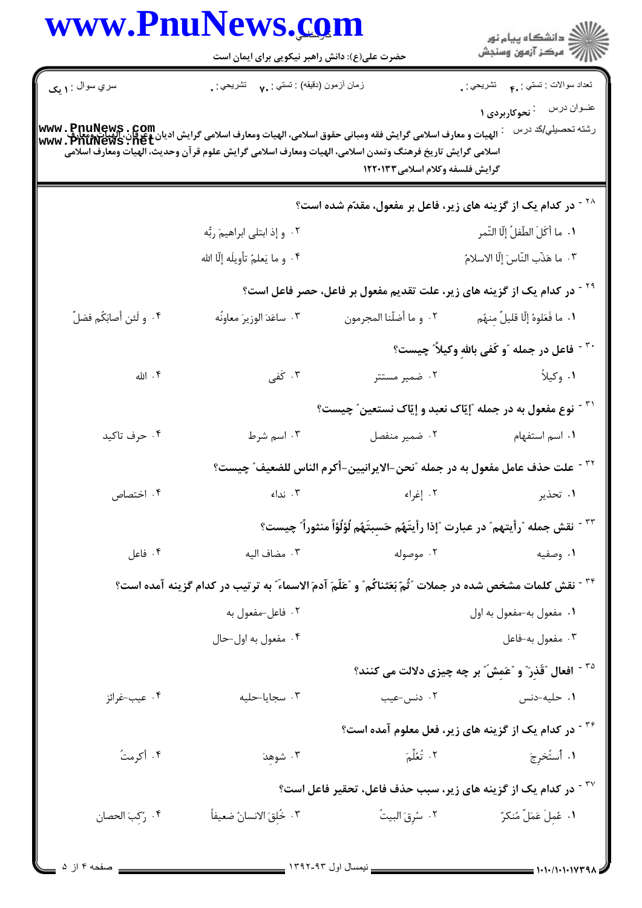تعداد سوالات : تستی : ۴۰ تشریحی : ۰

زمان آزمون (دقیقه) : تستی : ۷۰ تشریحی : ۰

سري سوال : ۱ یک

عنوان درس : نحوکاربردی ۱

رشته تحصیلی/کد درس : الهیات و معارف اسلامی گرایش فقه ومبانی حقوق اسلامی، الهیات ومعارف اسلامی گرایش ادیان وعرفان، الهیات ومعارف اسلامی گرایش تاریخ فرهنگ وتمدن اسلامی، الهیات ومعارف اسلامی گرایش علوم قرآن وحدیث، الهیات ومعارف اسلامی گرایش فلسفه وکلام اسلامی۱۲۲۰۱۳۳

۲۸ - در کدام یک از گزینه های زیر، فاعل بر مفعول، مقدّم شده است؟

۱. ما أكَلَ الطّفلُ إلّا التّمر

۲. و إذ ابتلى ابراهيمَ ربُّه

۳. ما هَذّب النّاسَ إلّا الاسلامُ

۴. و ما يَعلمُ تأويلَه إلّا الله

۲۹ - در کدام یک از گزینه های زیر، علت تقدیم مفعول بر فاعل، حصر فاعل است؟

۱. ما فَعَلوهُ إلّا قليلٌ مِنهُم

۲. و ما أضلّنا المجرمون

۳. ساعَدَ الوزيرَ معاونُه

۴. و لَئن أصابَكُم فضلٌ

۳۰ - فاعل در جمله "و كَفى باللهِ وكيلاً" چیست؟

۱. وكيلاً

۲. ضمیر مستتر

۳. كَفى

۴. الله

۳۱ - نوع مفعول به در جمله "إيّاک نعبد و إيّاک نستعين" چیست؟

۱. اسم استفهام

۲. ضمیر منفصل

۳. اسم شرط

۴. حرف تاکید

۳۲ - علت حذف عامل مفعول به در جمله "نحن-الايرانيين-أكرم الناس للضعيف" چیست؟

۱. تحذیر

۲. إغراء

۳. نداء

۴. اختصاص

۳۳ - نقش جمله "رأيتهم" در عبارت "إذا رأيتَهُم حَسِبتَهُم لُؤلُؤاً منثوراً" چیست؟

۱. وصفیه

۲. موصوله

۳. مضاف الیه

۴. فاعل

۳۴ - نقش کلمات مشخص شده در جملات "ثُمّ بَعَثناكُم" و "عَلّمَ آدمَ الاسماءَ" به ترتیب در کدام گزینه آمده است؟

۱. مفعول به-مفعول به اول

۲. فاعل-مفعول به

۳. مفعول به-فاعل

۴. مفعول به اول-حال

۳۵ - افعال "قَذِرَ" و "عَمِشَ" بر چه چیزی دلالت می کنند؟

۱. حلیه-دنس

۲. دنس-عیب

۳. سجایا-حلیه

۴. عیب-غرائز

۳۶ - در کدام یک از گزینه های زیر، فعل معلوم آمده است؟

۱. أُستُخرِجَ

۲. تُعُلِّمَ

۳. شوهِدَ

۴. أكرمتُ

۳۷ - در کدام یک از گزینه های زیر، سبب حذف فاعل، تحقیر فاعل است؟

۱. عُمِلَ عَمَلٌ مُنكرٌ

۲. سُرِقَ البيتُ

۳. خُلِقَ الانسانُ ضعيفاً

۴. رُكِبَ الحصان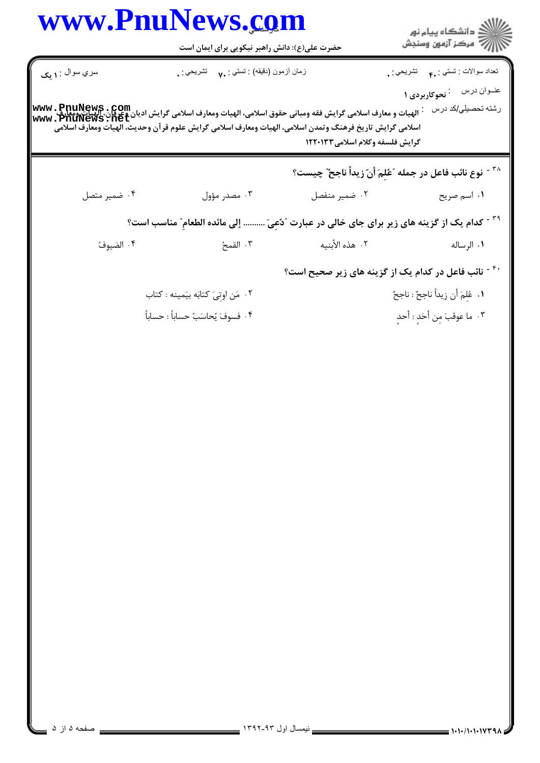۳۸ - نوع نائب فاعل در جمله "عُلِمَ أنّ زيداً ناجحٌ" چیست؟

۱. اسم صریح

۲. ضمیر منفصل

۳. مصدر مؤول

۴. ضمیر متصل

۳۹ - کدام یک از گزینه های زیر برای جای خالی در عبارت "دُعِيَ .......... إلی مائده الطعامِ" مناسب است؟

۱. الرساله

۲. هذه الأبنيه

۳. القمحُ

۴. الضيوفُ

۴۰ - نائب فاعل در کدام یک از گزینه های زیر صحیح است؟

۱. عُلِمَ أن زيداً ناجحٌ : ناجحٌ

۲. مَن اوتِيَ كتابَه بيَمينه : كتاب

۳. ما عوقبَ مِن أحَدٍ : أحدٍ

۴. فسوفَ يُحاسَبُ حساباً : حساباً